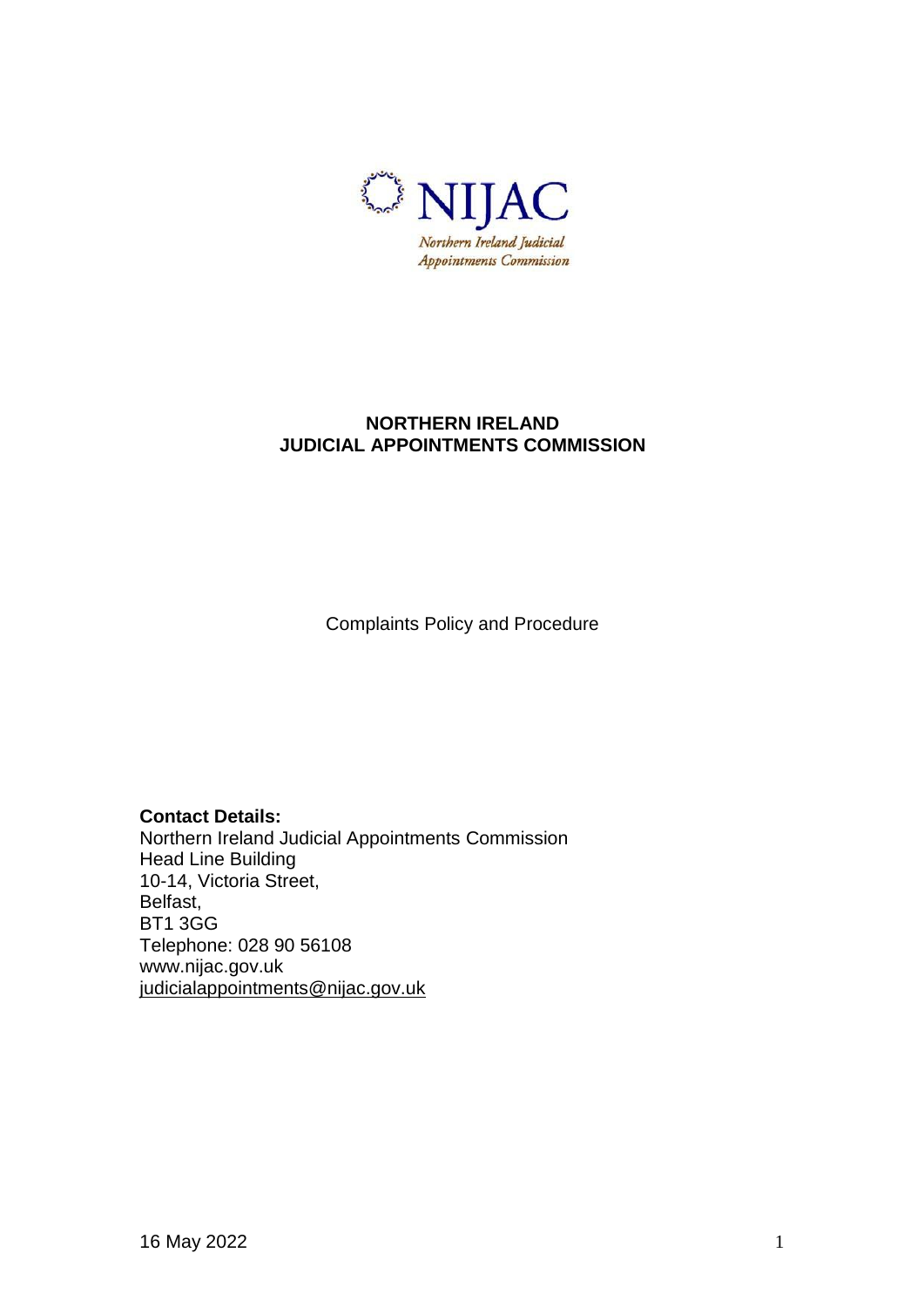NIJAC

Northern Ireland Judicial Appointments Commission

# NORTHERN IRELAND JUDICIAL APPOINTMENTS COMMISSION

Complaints Policy and Procedure

**Contact Details:**
Northern Ireland Judicial Appointments Commission
Head Line Building
10-14, Victoria Street,
Belfast,
BT1 3GG
Telephone: 028 90 56108
www.nijac.gov.uk
judicialappointments@nijac.gov.uk

16 May 2022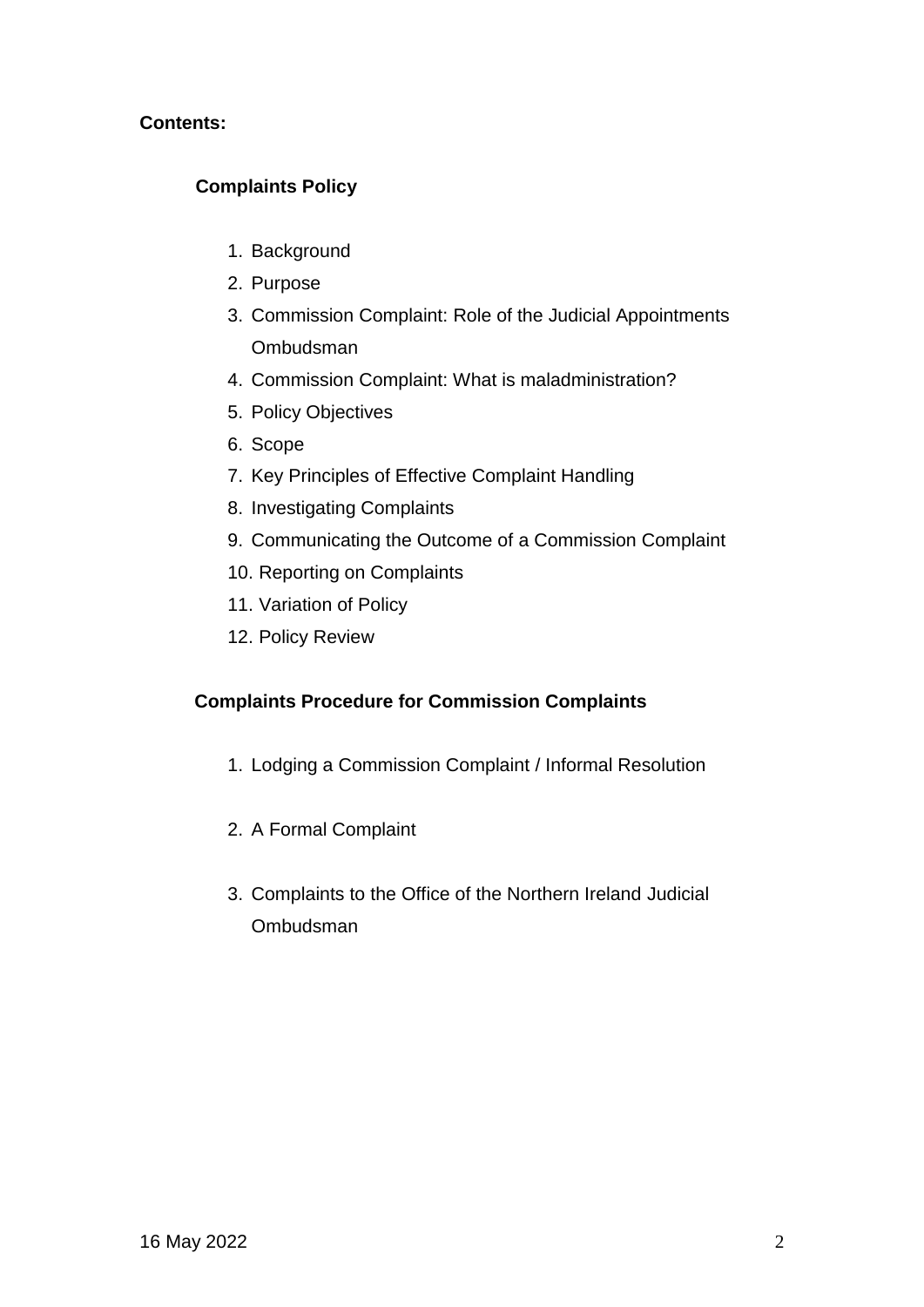**Contents:**

**Complaints Policy**

1. Background
2. Purpose
3. Commission Complaint: Role of the Judicial Appointments Ombudsman
4. Commission Complaint: What is maladministration?
5. Policy Objectives
6. Scope
7. Key Principles of Effective Complaint Handling
8. Investigating Complaints
9. Communicating the Outcome of a Commission Complaint
10. Reporting on Complaints
11. Variation of Policy
12. Policy Review

**Complaints Procedure for Commission Complaints**

1. Lodging a Commission Complaint / Informal Resolution

2. A Formal Complaint

3. Complaints to the Office of the Northern Ireland Judicial Ombudsman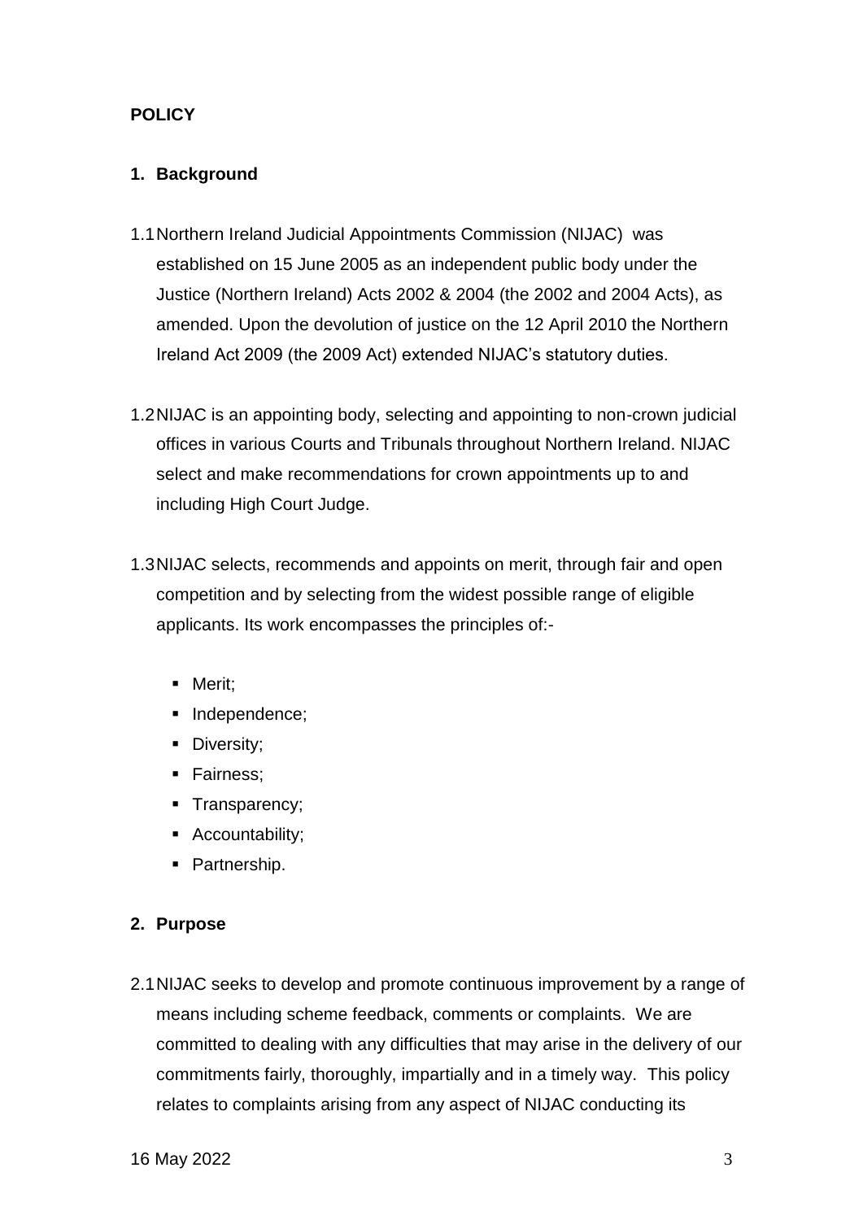**POLICY**

**1. Background**

1.1 Northern Ireland Judicial Appointments Commission (NIJAC) was established on 15 June 2005 as an independent public body under the Justice (Northern Ireland) Acts 2002 & 2004 (the 2002 and 2004 Acts), as amended. Upon the devolution of justice on the 12 April 2010 the Northern Ireland Act 2009 (the 2009 Act) extended NIJAC's statutory duties.

1.2 NIJAC is an appointing body, selecting and appointing to non-crown judicial offices in various Courts and Tribunals throughout Northern Ireland. NIJAC select and make recommendations for crown appointments up to and including High Court Judge.

1.3 NIJAC selects, recommends and appoints on merit, through fair and open competition and by selecting from the widest possible range of eligible applicants. Its work encompasses the principles of:-

- Merit;
- Independence;
- Diversity;
- Fairness;
- Transparency;
- Accountability;
- Partnership.

**2. Purpose**

2.1 NIJAC seeks to develop and promote continuous improvement by a range of means including scheme feedback, comments or complaints. We are committed to dealing with any difficulties that may arise in the delivery of our commitments fairly, thoroughly, impartially and in a timely way. This policy relates to complaints arising from any aspect of NIJAC conducting its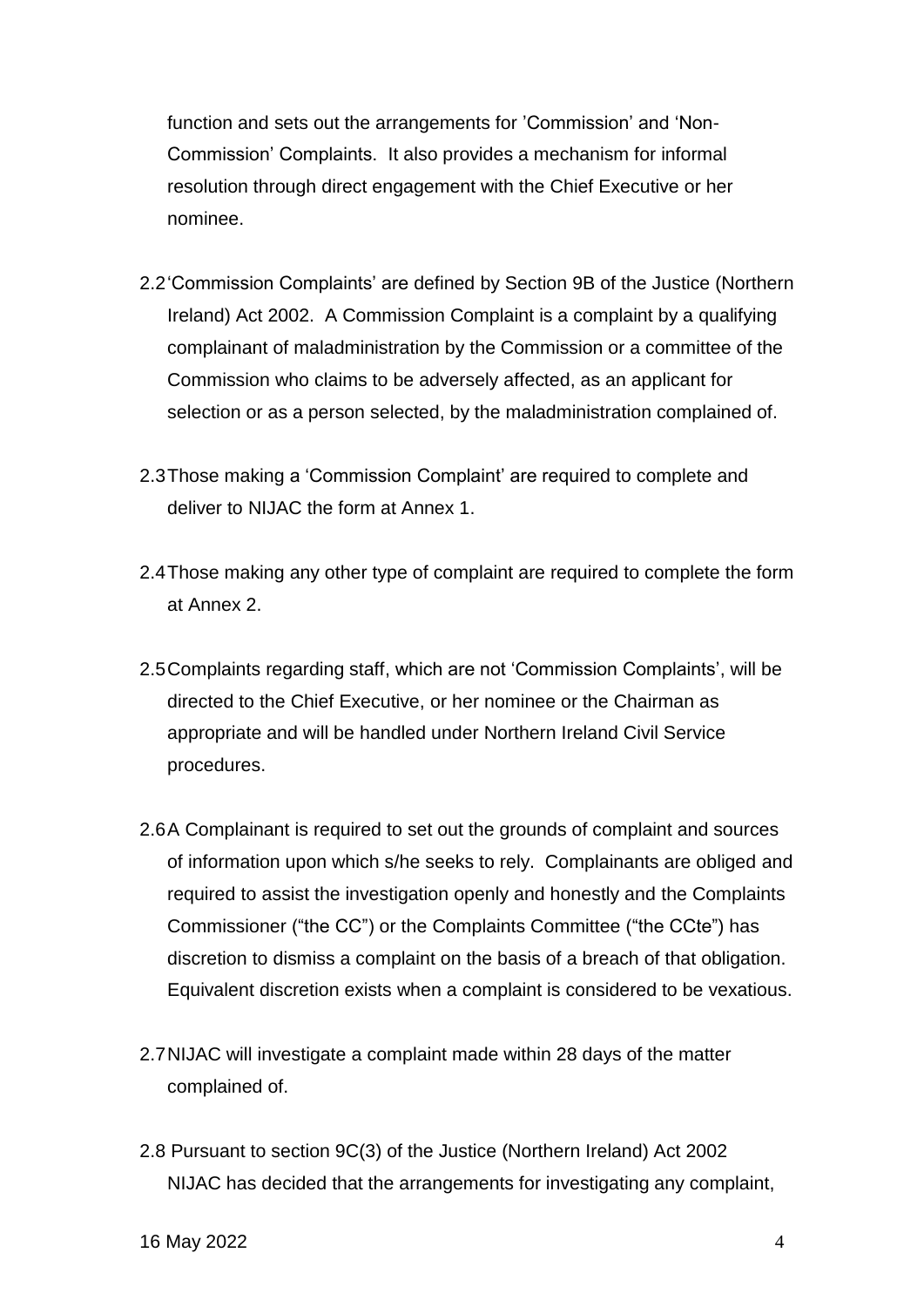function and sets out the arrangements for 'Commission' and 'Non-Commission' Complaints. It also provides a mechanism for informal resolution through direct engagement with the Chief Executive or her nominee.

2.2 'Commission Complaints' are defined by Section 9B of the Justice (Northern Ireland) Act 2002. A Commission Complaint is a complaint by a qualifying complainant of maladministration by the Commission or a committee of the Commission who claims to be adversely affected, as an applicant for selection or as a person selected, by the maladministration complained of.

2.3 Those making a 'Commission Complaint' are required to complete and deliver to NIJAC the form at Annex 1.

2.4 Those making any other type of complaint are required to complete the form at Annex 2.

2.5 Complaints regarding staff, which are not 'Commission Complaints', will be directed to the Chief Executive, or her nominee or the Chairman as appropriate and will be handled under Northern Ireland Civil Service procedures.

2.6 A Complainant is required to set out the grounds of complaint and sources of information upon which s/he seeks to rely. Complainants are obliged and required to assist the investigation openly and honestly and the Complaints Commissioner ("the CC") or the Complaints Committee ("the CCte") has discretion to dismiss a complaint on the basis of a breach of that obligation. Equivalent discretion exists when a complaint is considered to be vexatious.

2.7 NIJAC will investigate a complaint made within 28 days of the matter complained of.

2.8 Pursuant to section 9C(3) of the Justice (Northern Ireland) Act 2002 NIJAC has decided that the arrangements for investigating any complaint,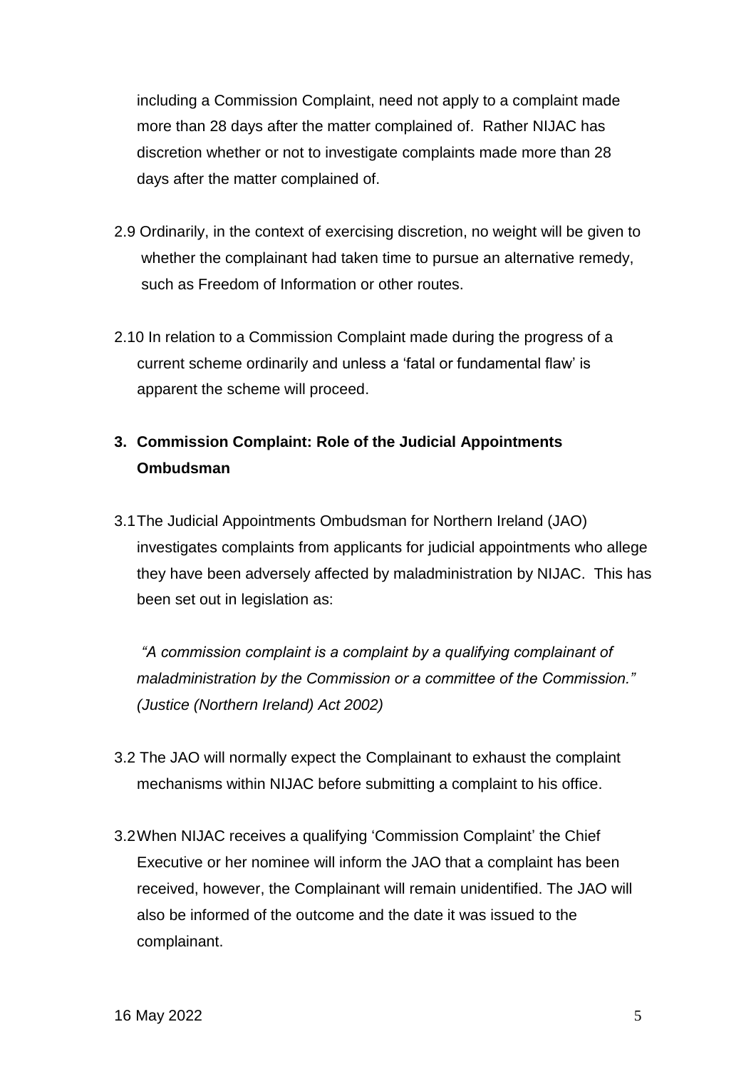including a Commission Complaint, need not apply to a complaint made more than 28 days after the matter complained of. Rather NIJAC has discretion whether or not to investigate complaints made more than 28 days after the matter complained of.

2.9 Ordinarily, in the context of exercising discretion, no weight will be given to whether the complainant had taken time to pursue an alternative remedy, such as Freedom of Information or other routes.

2.10 In relation to a Commission Complaint made during the progress of a current scheme ordinarily and unless a 'fatal or fundamental flaw' is apparent the scheme will proceed.

## 3. Commission Complaint: Role of the Judicial Appointments Ombudsman

3.1 The Judicial Appointments Ombudsman for Northern Ireland (JAO) investigates complaints from applicants for judicial appointments who allege they have been adversely affected by maladministration by NIJAC. This has been set out in legislation as:

*"A commission complaint is a complaint by a qualifying complainant of maladministration by the Commission or a committee of the Commission." (Justice (Northern Ireland) Act 2002)*

3.2 The JAO will normally expect the Complainant to exhaust the complaint mechanisms within NIJAC before submitting a complaint to his office.

3.2 When NIJAC receives a qualifying 'Commission Complaint' the Chief Executive or her nominee will inform the JAO that a complaint has been received, however, the Complainant will remain unidentified. The JAO will also be informed of the outcome and the date it was issued to the complainant.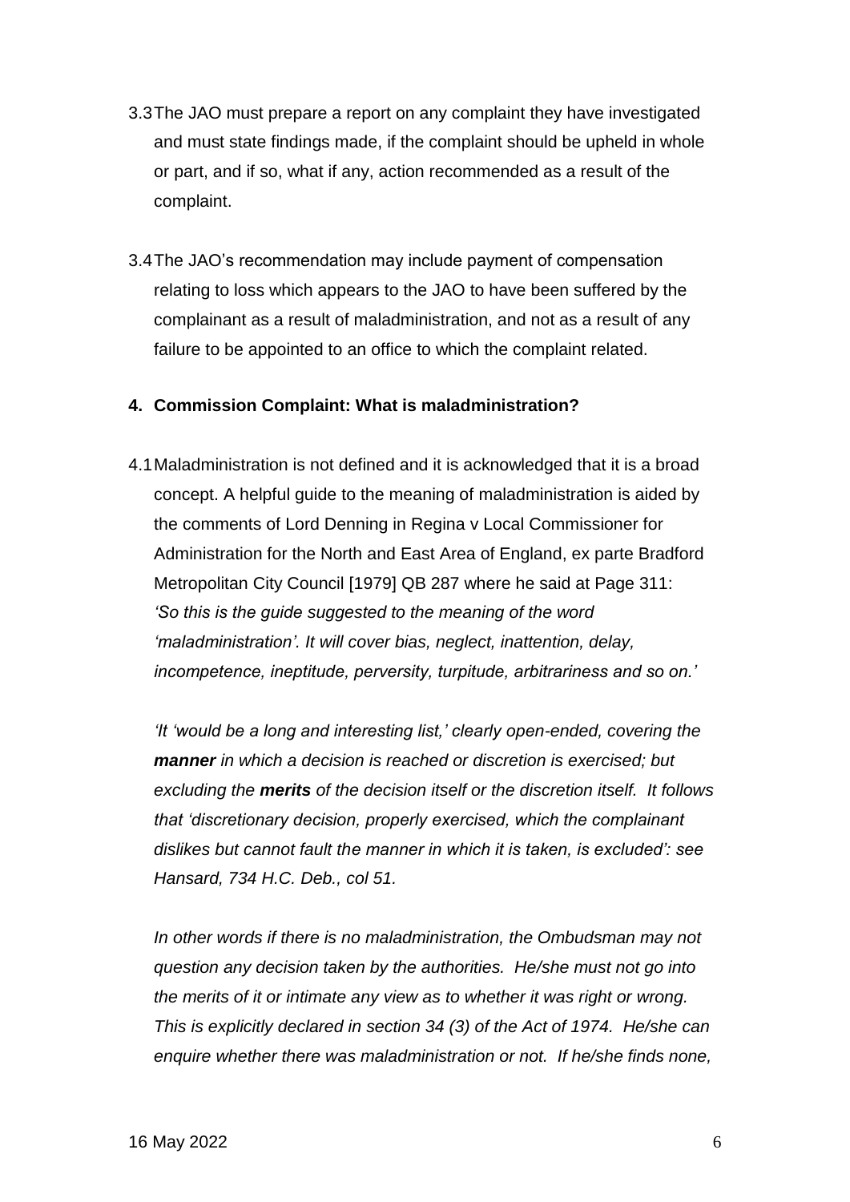3.3 The JAO must prepare a report on any complaint they have investigated and must state findings made, if the complaint should be upheld in whole or part, and if so, what if any, action recommended as a result of the complaint.

3.4 The JAO's recommendation may include payment of compensation relating to loss which appears to the JAO to have been suffered by the complainant as a result of maladministration, and not as a result of any failure to be appointed to an office to which the complaint related.

## 4. Commission Complaint: What is maladministration?

4.1 Maladministration is not defined and it is acknowledged that it is a broad concept. A helpful guide to the meaning of maladministration is aided by the comments of Lord Denning in Regina v Local Commissioner for Administration for the North and East Area of England, ex parte Bradford Metropolitan City Council [1979] QB 287 where he said at Page 311: *'So this is the guide suggested to the meaning of the word 'maladministration'. It will cover bias, neglect, inattention, delay, incompetence, ineptitude, perversity, turpitude, arbitrariness and so on.'*

*'It 'would be a long and interesting list,' clearly open-ended, covering the **manner** in which a decision is reached or discretion is exercised; but excluding the **merits** of the decision itself or the discretion itself. It follows that 'discretionary decision, properly exercised, which the complainant dislikes but cannot fault the manner in which it is taken, is excluded': see Hansard, 734 H.C. Deb., col 51.*

*In other words if there is no maladministration, the Ombudsman may not question any decision taken by the authorities. He/she must not go into the merits of it or intimate any view as to whether it was right or wrong. This is explicitly declared in section 34 (3) of the Act of 1974. He/she can enquire whether there was maladministration or not. If he/she finds none,*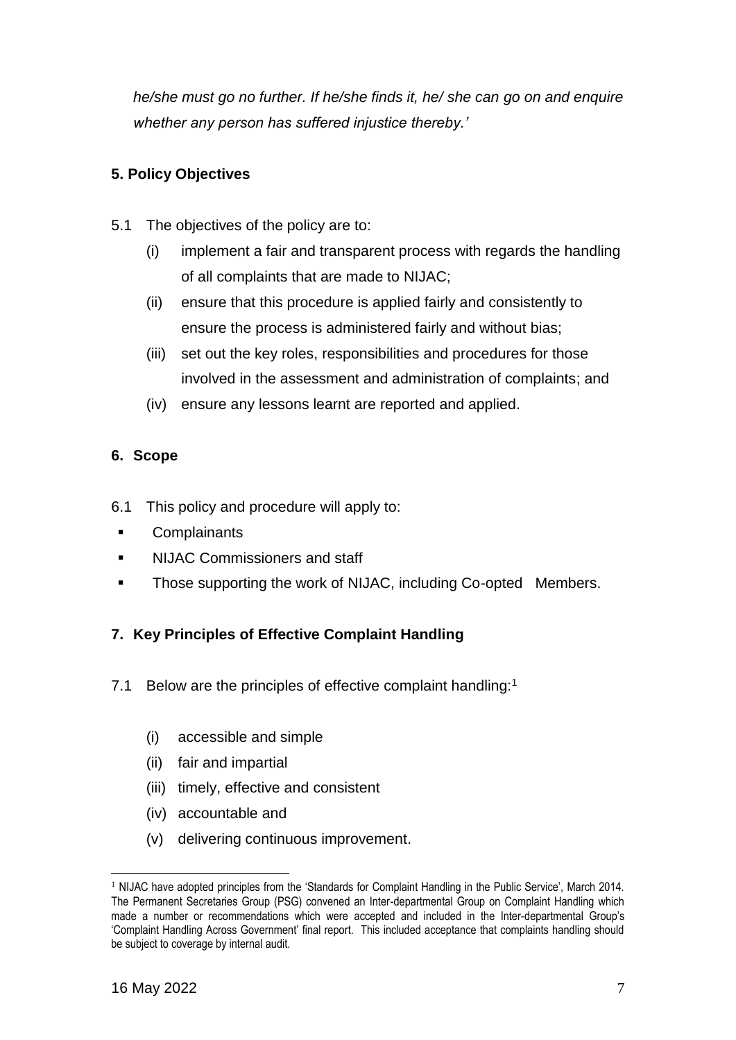*he/she must go no further. If he/she finds it, he/ she can go on and enquire whether any person has suffered injustice thereby.'*

## 5. Policy Objectives

5.1 The objectives of the policy are to:

(i) implement a fair and transparent process with regards the handling of all complaints that are made to NIJAC;

(ii) ensure that this procedure is applied fairly and consistently to ensure the process is administered fairly and without bias;

(iii) set out the key roles, responsibilities and procedures for those involved in the assessment and administration of complaints; and

(iv) ensure any lessons learnt are reported and applied.

## 6. Scope

6.1 This policy and procedure will apply to:

- Complainants
- NIJAC Commissioners and staff
- Those supporting the work of NIJAC, including Co-opted Members.

## 7. Key Principles of Effective Complaint Handling

7.1 Below are the principles of effective complaint handling:[1]

(i) accessible and simple

(ii) fair and impartial

(iii) timely, effective and consistent

(iv) accountable and

(v) delivering continuous improvement.

---

[1] NIJAC have adopted principles from the 'Standards for Complaint Handling in the Public Service', March 2014. The Permanent Secretaries Group (PSG) convened an Inter-departmental Group on Complaint Handling which made a number or recommendations which were accepted and included in the Inter-departmental Group's 'Complaint Handling Across Government' final report. This included acceptance that complaints handling should be subject to coverage by internal audit.

16 May 2022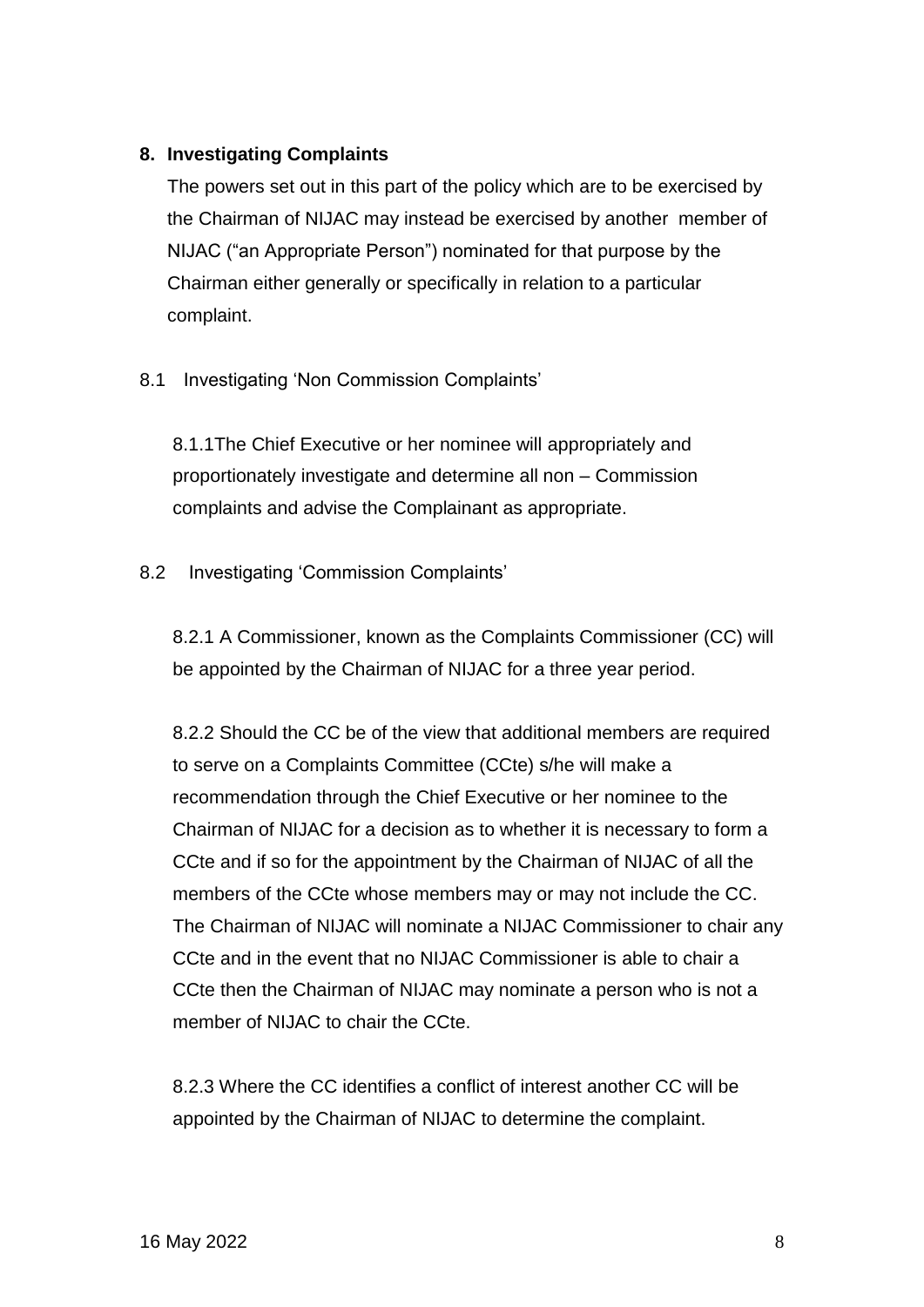## 8. Investigating Complaints

The powers set out in this part of the policy which are to be exercised by the Chairman of NIJAC may instead be exercised by another member of NIJAC ("an Appropriate Person") nominated for that purpose by the Chairman either generally or specifically in relation to a particular complaint.

### 8.1 Investigating 'Non Commission Complaints'

8.1.1The Chief Executive or her nominee will appropriately and proportionately investigate and determine all non – Commission complaints and advise the Complainant as appropriate.

### 8.2 Investigating 'Commission Complaints'

8.2.1 A Commissioner, known as the Complaints Commissioner (CC) will be appointed by the Chairman of NIJAC for a three year period.

8.2.2 Should the CC be of the view that additional members are required to serve on a Complaints Committee (CCte) s/he will make a recommendation through the Chief Executive or her nominee to the Chairman of NIJAC for a decision as to whether it is necessary to form a CCte and if so for the appointment by the Chairman of NIJAC of all the members of the CCte whose members may or may not include the CC. The Chairman of NIJAC will nominate a NIJAC Commissioner to chair any CCte and in the event that no NIJAC Commissioner is able to chair a CCte then the Chairman of NIJAC may nominate a person who is not a member of NIJAC to chair the CCte.

8.2.3 Where the CC identifies a conflict of interest another CC will be appointed by the Chairman of NIJAC to determine the complaint.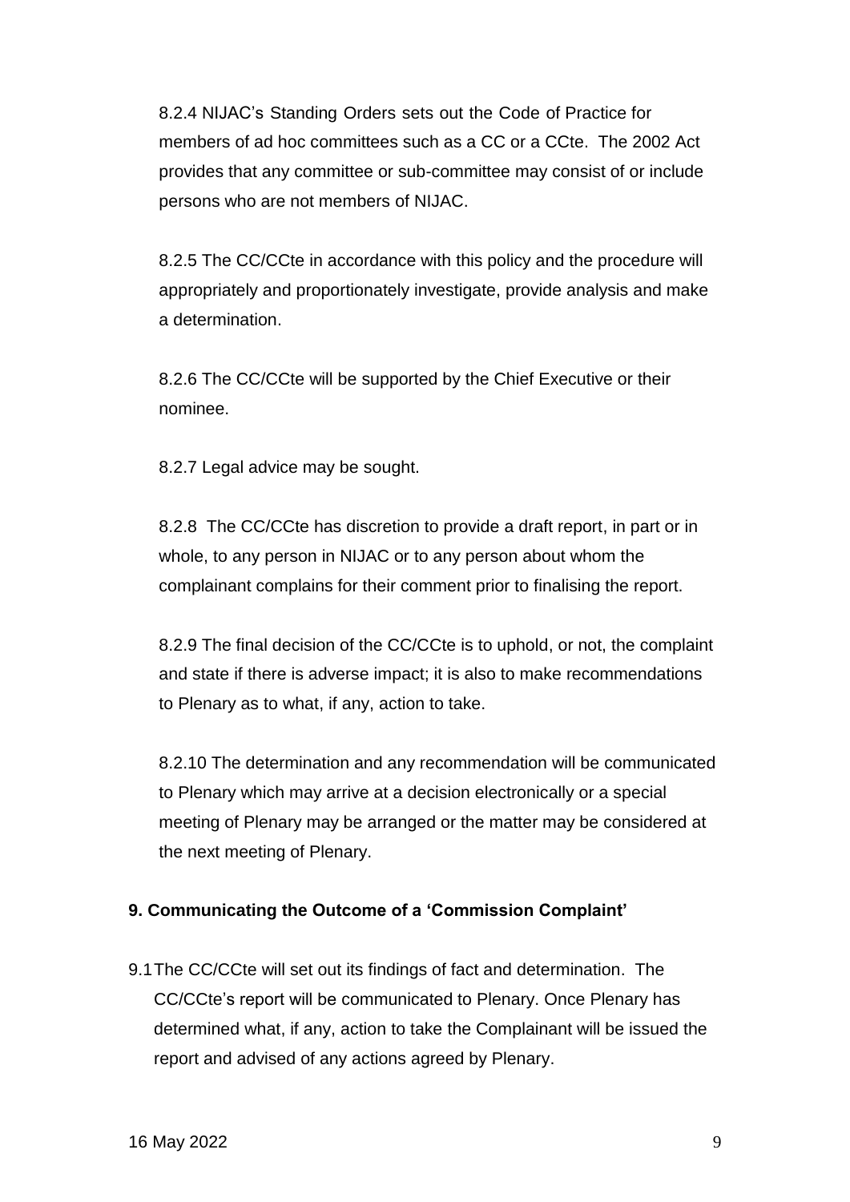8.2.4 NIJAC's Standing Orders sets out the Code of Practice for members of ad hoc committees such as a CC or a CCte. The 2002 Act provides that any committee or sub-committee may consist of or include persons who are not members of NIJAC.

8.2.5 The CC/CCte in accordance with this policy and the procedure will appropriately and proportionately investigate, provide analysis and make a determination.

8.2.6 The CC/CCte will be supported by the Chief Executive or their nominee.

8.2.7 Legal advice may be sought.

8.2.8 The CC/CCte has discretion to provide a draft report, in part or in whole, to any person in NIJAC or to any person about whom the complainant complains for their comment prior to finalising the report.

8.2.9 The final decision of the CC/CCte is to uphold, or not, the complaint and state if there is adverse impact; it is also to make recommendations to Plenary as to what, if any, action to take.

8.2.10 The determination and any recommendation will be communicated to Plenary which may arrive at a decision electronically or a special meeting of Plenary may be arranged or the matter may be considered at the next meeting of Plenary.

## 9. Communicating the Outcome of a 'Commission Complaint'

9.1 The CC/CCte will set out its findings of fact and determination. The CC/CCte's report will be communicated to Plenary. Once Plenary has determined what, if any, action to take the Complainant will be issued the report and advised of any actions agreed by Plenary.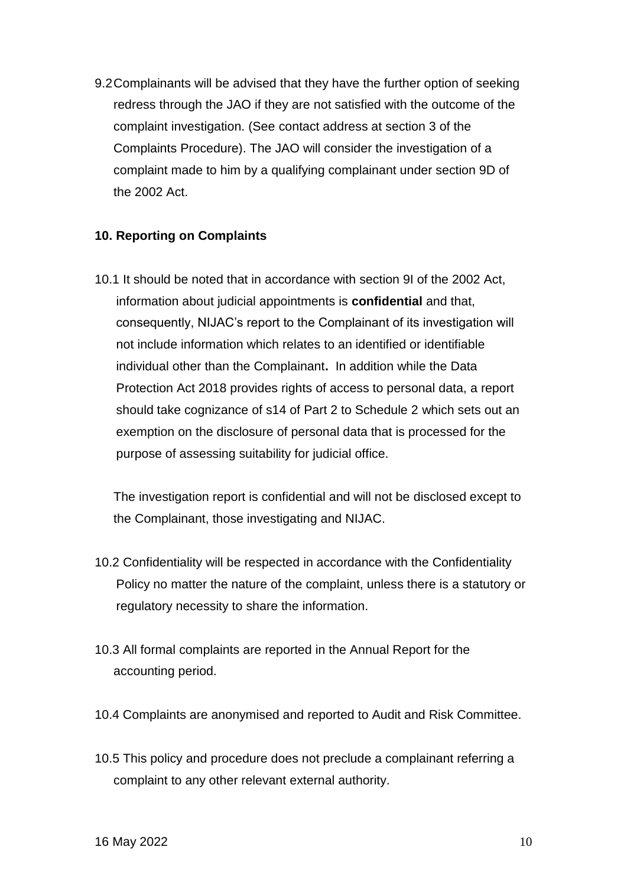9.2 Complainants will be advised that they have the further option of seeking redress through the JAO if they are not satisfied with the outcome of the complaint investigation. (See contact address at section 3 of the Complaints Procedure). The JAO will consider the investigation of a complaint made to him by a qualifying complainant under section 9D of the 2002 Act.

**10. Reporting on Complaints**

10.1 It should be noted that in accordance with section 9I of the 2002 Act, information about judicial appointments is **confidential** and that, consequently, NIJAC's report to the Complainant of its investigation will not include information which relates to an identified or identifiable individual other than the Complainant**.** In addition while the Data Protection Act 2018 provides rights of access to personal data, a report should take cognizance of s14 of Part 2 to Schedule 2 which sets out an exemption on the disclosure of personal data that is processed for the purpose of assessing suitability for judicial office.

The investigation report is confidential and will not be disclosed except to the Complainant, those investigating and NIJAC.

10.2 Confidentiality will be respected in accordance with the Confidentiality Policy no matter the nature of the complaint, unless there is a statutory or regulatory necessity to share the information.

10.3 All formal complaints are reported in the Annual Report for the accounting period.

10.4 Complaints are anonymised and reported to Audit and Risk Committee.

10.5 This policy and procedure does not preclude a complainant referring a complaint to any other relevant external authority.

16 May 2022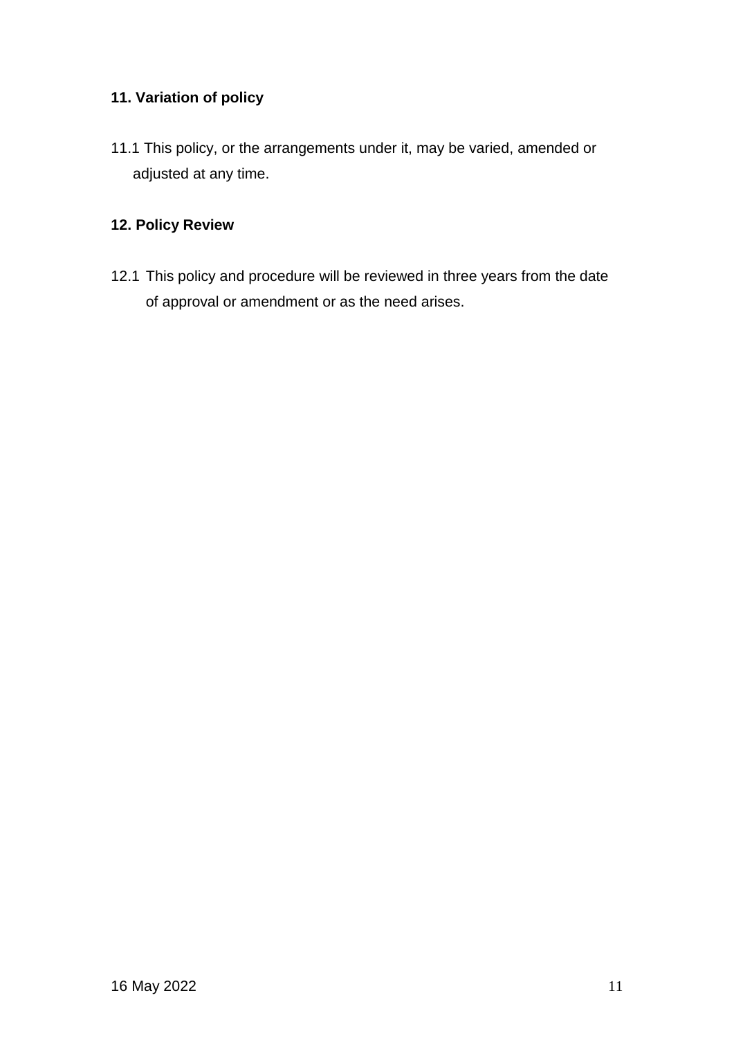## 11. Variation of policy

11.1 This policy, or the arrangements under it, may be varied, amended or adjusted at any time.

## 12. Policy Review

12.1 This policy and procedure will be reviewed in three years from the date of approval or amendment or as the need arises.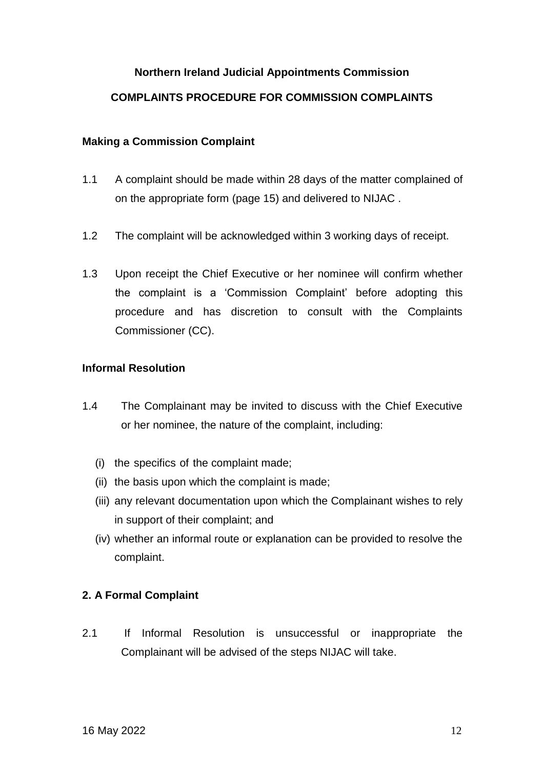**Northern Ireland Judicial Appointments Commission**

**COMPLAINTS PROCEDURE FOR COMMISSION COMPLAINTS**

**Making a Commission Complaint**

1.1 A complaint should be made within 28 days of the matter complained of on the appropriate form (page 15) and delivered to NIJAC .

1.2 The complaint will be acknowledged within 3 working days of receipt.

1.3 Upon receipt the Chief Executive or her nominee will confirm whether the complaint is a 'Commission Complaint' before adopting this procedure and has discretion to consult with the Complaints Commissioner (CC).

**Informal Resolution**

1.4 The Complainant may be invited to discuss with the Chief Executive or her nominee, the nature of the complaint, including:

(i) the specifics of the complaint made;
(ii) the basis upon which the complaint is made;
(iii) any relevant documentation upon which the Complainant wishes to rely in support of their complaint; and
(iv) whether an informal route or explanation can be provided to resolve the complaint.

**2. A Formal Complaint**

2.1 If Informal Resolution is unsuccessful or inappropriate the Complainant will be advised of the steps NIJAC will take.

16 May 2022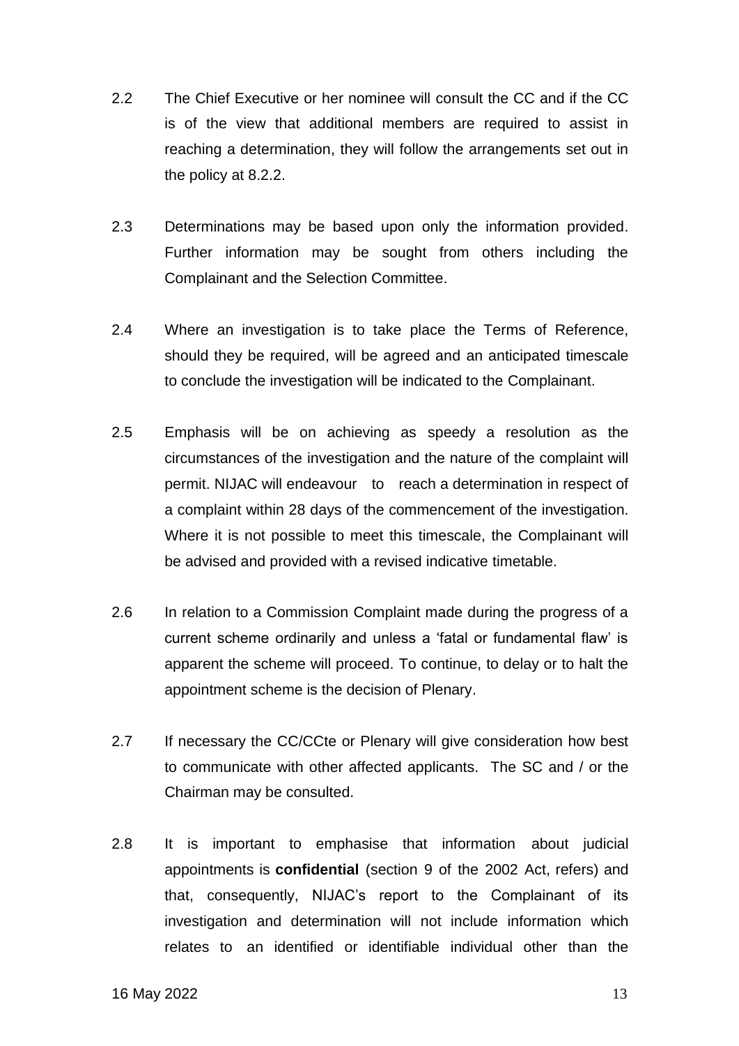2.2 The Chief Executive or her nominee will consult the CC and if the CC is of the view that additional members are required to assist in reaching a determination, they will follow the arrangements set out in the policy at 8.2.2.

2.3 Determinations may be based upon only the information provided. Further information may be sought from others including the Complainant and the Selection Committee.

2.4 Where an investigation is to take place the Terms of Reference, should they be required, will be agreed and an anticipated timescale to conclude the investigation will be indicated to the Complainant.

2.5 Emphasis will be on achieving as speedy a resolution as the circumstances of the investigation and the nature of the complaint will permit. NIJAC will endeavour to reach a determination in respect of a complaint within 28 days of the commencement of the investigation. Where it is not possible to meet this timescale, the Complainant will be advised and provided with a revised indicative timetable.

2.6 In relation to a Commission Complaint made during the progress of a current scheme ordinarily and unless a 'fatal or fundamental flaw' is apparent the scheme will proceed. To continue, to delay or to halt the appointment scheme is the decision of Plenary.

2.7 If necessary the CC/CCte or Plenary will give consideration how best to communicate with other affected applicants. The SC and / or the Chairman may be consulted.

2.8 It is important to emphasise that information about judicial appointments is **confidential** (section 9 of the 2002 Act, refers) and that, consequently, NIJAC's report to the Complainant of its investigation and determination will not include information which relates to an identified or identifiable individual other than the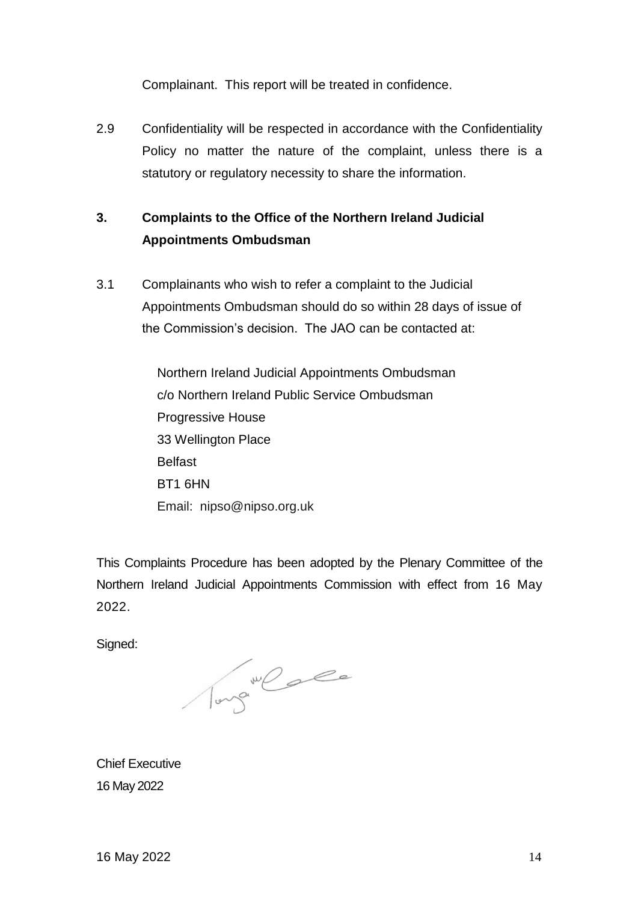Complainant. This report will be treated in confidence.

2.9 Confidentiality will be respected in accordance with the Confidentiality Policy no matter the nature of the complaint, unless there is a statutory or regulatory necessity to share the information.

## 3. Complaints to the Office of the Northern Ireland Judicial Appointments Ombudsman

3.1 Complainants who wish to refer a complaint to the Judicial Appointments Ombudsman should do so within 28 days of issue of the Commission's decision. The JAO can be contacted at:

Northern Ireland Judicial Appointments Ombudsman
c/o Northern Ireland Public Service Ombudsman
Progressive House
33 Wellington Place
Belfast
BT1 6HN
Email: nipso@nipso.org.uk

This Complaints Procedure has been adopted by the Plenary Committee of the Northern Ireland Judicial Appointments Commission with effect from 16 May 2022.

Signed:

Chief Executive
16 May 2022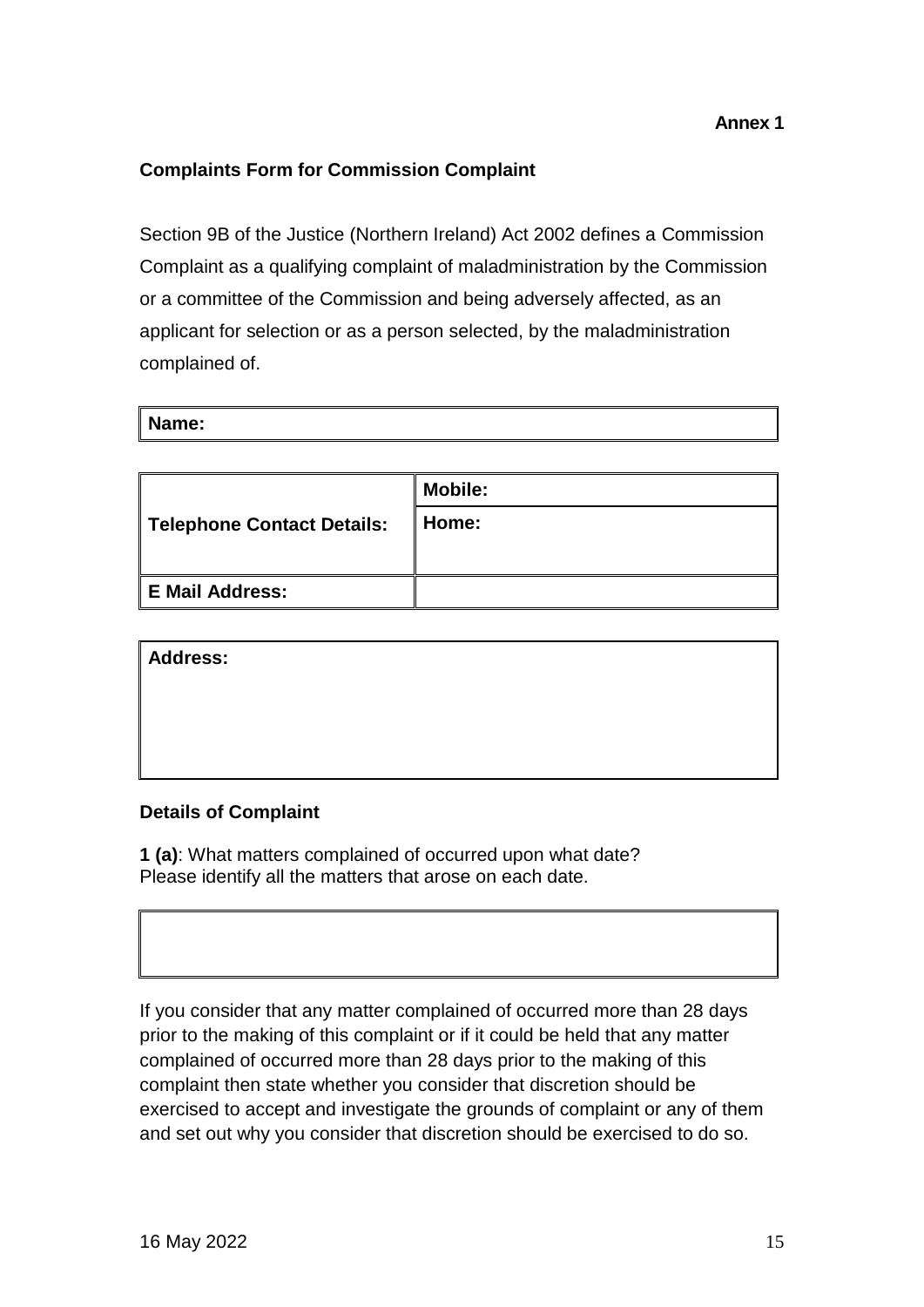**Annex 1**

**Complaints Form for Commission Complaint**

Section 9B of the Justice (Northern Ireland) Act 2002 defines a Commission Complaint as a qualifying complaint of maladministration by the Commission or a committee of the Commission and being adversely affected, as an applicant for selection or as a person selected, by the maladministration complained of.

| **Name:** |
|---|

| **Telephone Contact Details:** | **Mobile:** |
|---|---|
| | **Home:** |
| **E Mail Address:** | |

| **Address:** |
|---|

**Details of Complaint**

**1 (a)**: What matters complained of occurred upon what date?
Please identify all the matters that arose on each date.

| |
|---|

If you consider that any matter complained of occurred more than 28 days prior to the making of this complaint or if it could be held that any matter complained of occurred more than 28 days prior to the making of this complaint then state whether you consider that discretion should be exercised to accept and investigate the grounds of complaint or any of them and set out why you consider that discretion should be exercised to do so.

16 May 2022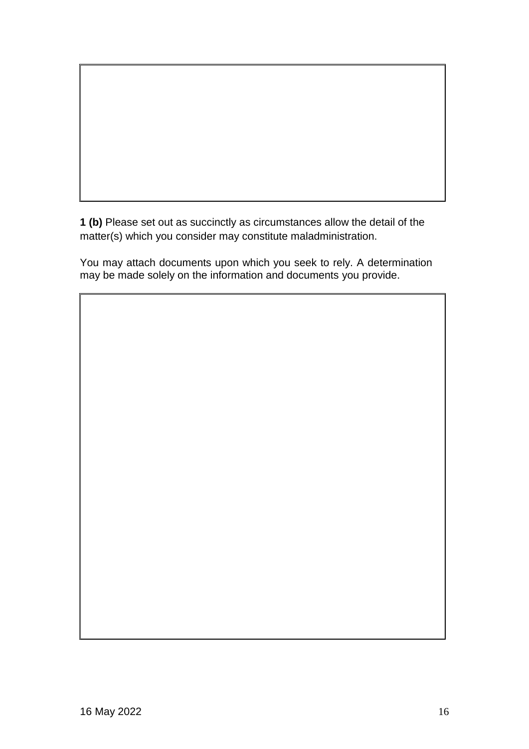**1 (b)** Please set out as succinctly as circumstances allow the detail of the matter(s) which you consider may constitute maladministration.

You may attach documents upon which you seek to rely. A determination may be made solely on the information and documents you provide.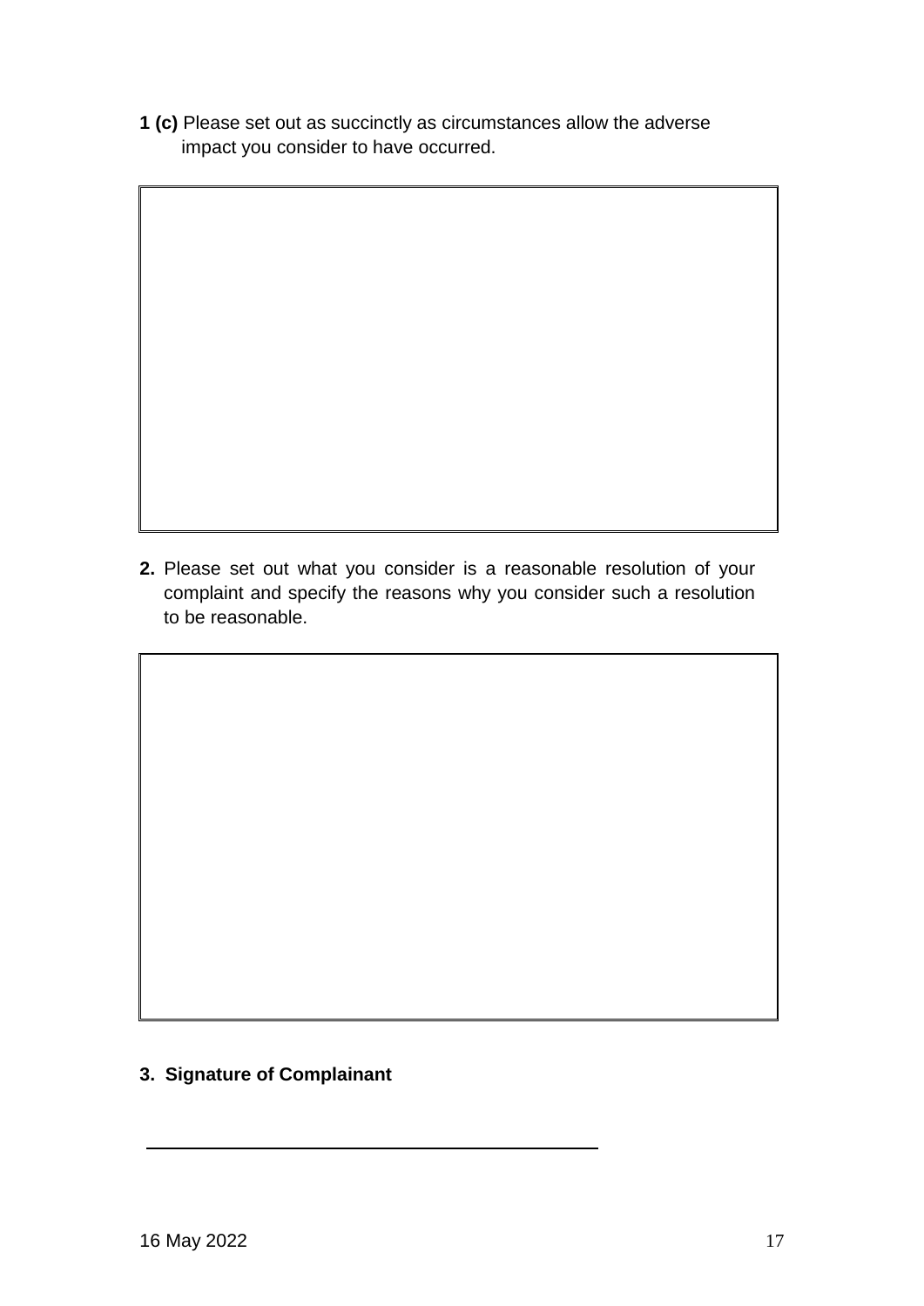**1 (c)** Please set out as succinctly as circumstances allow the adverse impact you consider to have occurred.

| |
|---|
| |

**2.** Please set out what you consider is a reasonable resolution of your complaint and specify the reasons why you consider such a resolution to be reasonable.

| |
|---|
| |

**3. Signature of Complainant**

\_\_\_\_\_\_\_\_\_\_\_\_\_\_\_\_\_\_\_\_\_\_\_\_\_\_\_\_\_\_\_\_\_\_\_\_\_\_\_\_

16 May 2022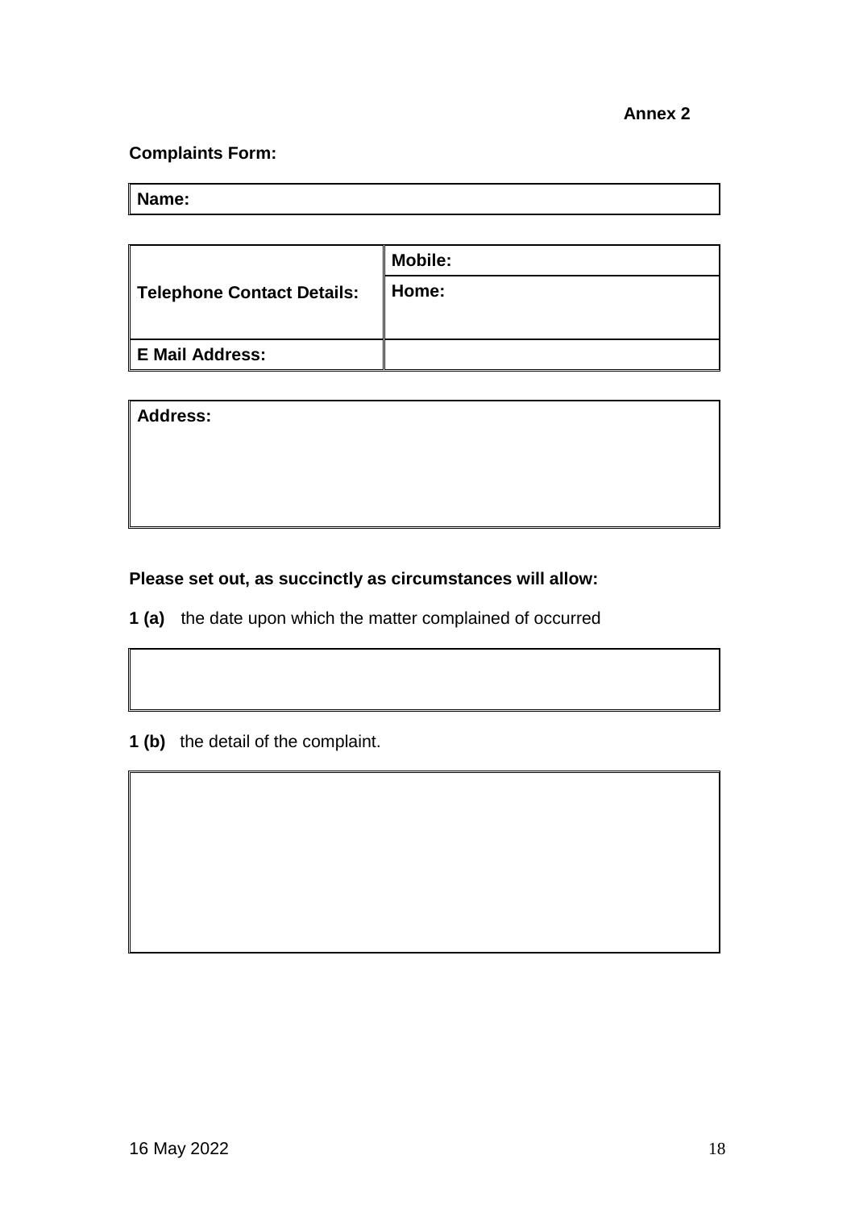**Annex 2**

**Complaints Form:**

| **Name:** |
|---|

| | |
|---|---|
| **Telephone Contact Details:** | **Mobile:** |
| | **Home:** |
| **E Mail Address:** | |

| **Address:** |
|---|
| |

**Please set out, as succinctly as circumstances will allow:**

**1 (a)** the date upon which the matter complained of occurred

| |
|---|
| |

**1 (b)** the detail of the complaint.

| |
|---|
| |

16 May 2022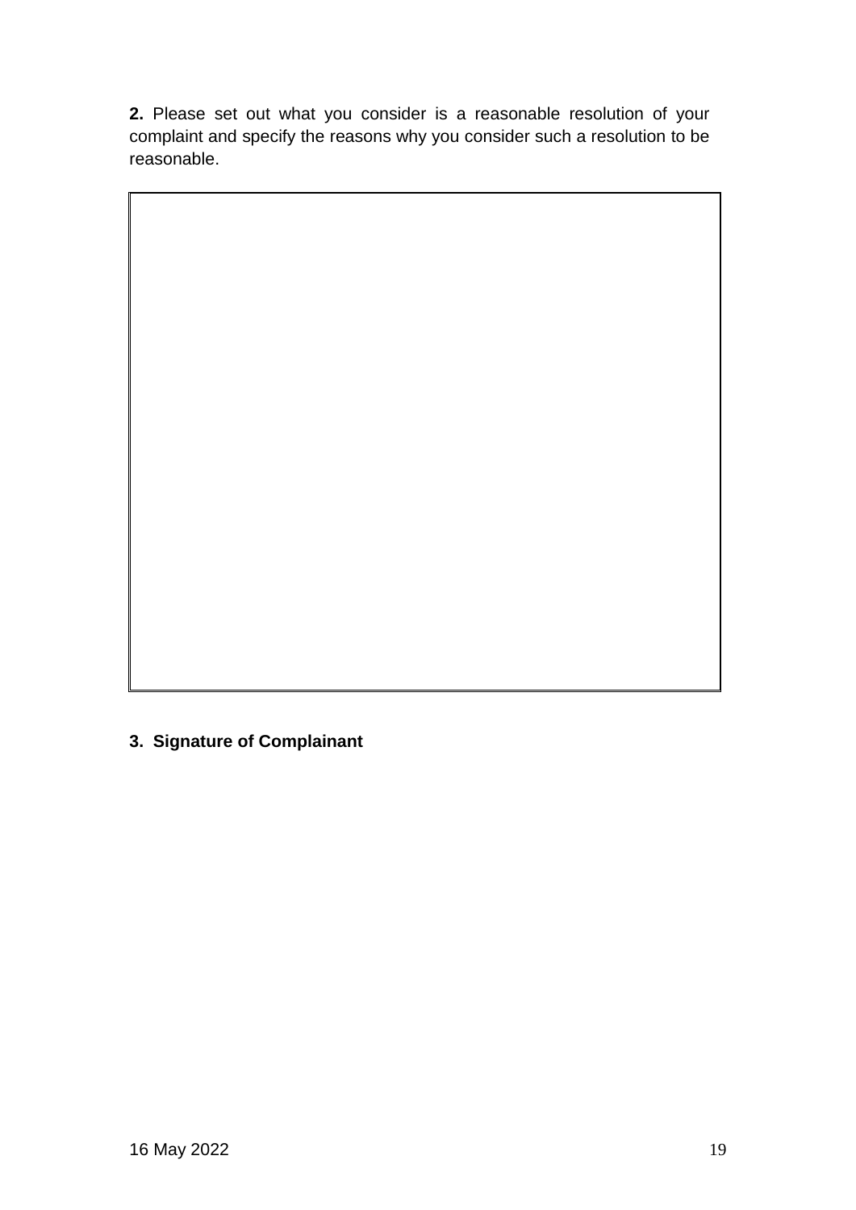**2.** Please set out what you consider is a reasonable resolution of your complaint and specify the reasons why you consider such a resolution to be reasonable.

| |
|---|
| |

**3. Signature of Complainant**

16 May 2022